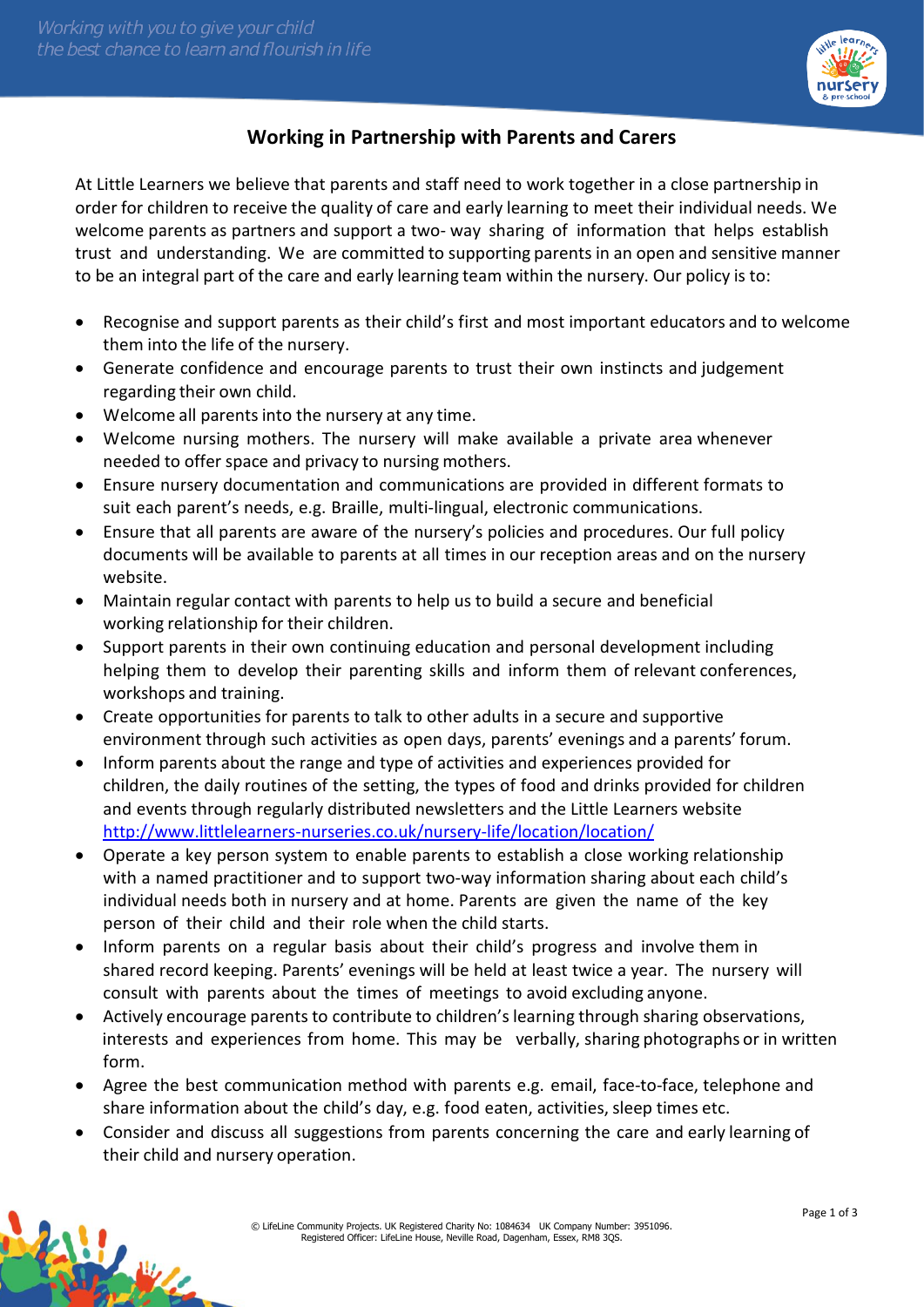## Working in Partnership with Parents and Carers

At Little Learners we believe that parents and staff need to work together in a close partnership in order for children to receive the quality of care and early learning to meet their individual needs. We welcome parents as partners and support a two- way sharing of information that helps establish trust and understanding. We are committed to supporting parents in an open and sensitive manner to be an integral part of the care and early learning team within the nursery. Our policy is to:

- Recognise and support parents as their child's first and most important educators and to welcome them into the life of the nursery.
- Generate confidence and encourage parents to trust their own instincts and judgement regarding their own child.
- Welcome all parents into the nursery at any time.
- Welcome nursing mothers. The nursery will make available a private area whenever needed to offer space and privacy to nursing mothers.
- Ensure nursery documentation and communications are provided in different formats to suit each parent's needs, e.g. Braille, multi-lingual, electronic communications.
- Ensure that all parents are aware of the nursery's policies and procedures. Our full policy documents will be available to parents at all times in our reception areas and on the nursery website.
- Maintain regular contact with parents to help us to build a secure and beneficial working relationship for their children.
- Support parents in their own continuing education and personal development including helping them to develop their parenting skills and inform them of relevant conferences, workshops and training.
- Create opportunities for parents to talk to other adults in a secure and supportive environment through such activities as open days, parents' evenings and a parents' forum.
- Inform parents about the range and type of activities and experiences provided for children, the daily routines of the setting, the types of food and drinks provided for children and events through regularly distributed newsletters and the Little Learners website http://www.littlelearners-nurseries.co.uk/nursery-life/location/location/
- Operate a key person system to enable parents to establish a close working relationship with a named practitioner and to support two-way information sharing about each child's individual needs both in nursery and at home. Parents are given the name of the key person of their child and their role when the child starts.
- Inform parents on a regular basis about their child's progress and involve them in shared record keeping. Parents' evenings will be held at least twice a year. The nursery will consult with parents about the times of meetings to avoid excluding anyone.
- Actively encourage parents to contribute to children's learning through sharing observations, interests and experiences from home. This may be verbally, sharing photographs or in written form.
- Agree the best communication method with parents e.g. email, face-to-face, telephone and share information about the child's day, e.g. food eaten, activities, sleep times etc.
- Consider and discuss all suggestions from parents concerning the care and early learning of their child and nursery operation.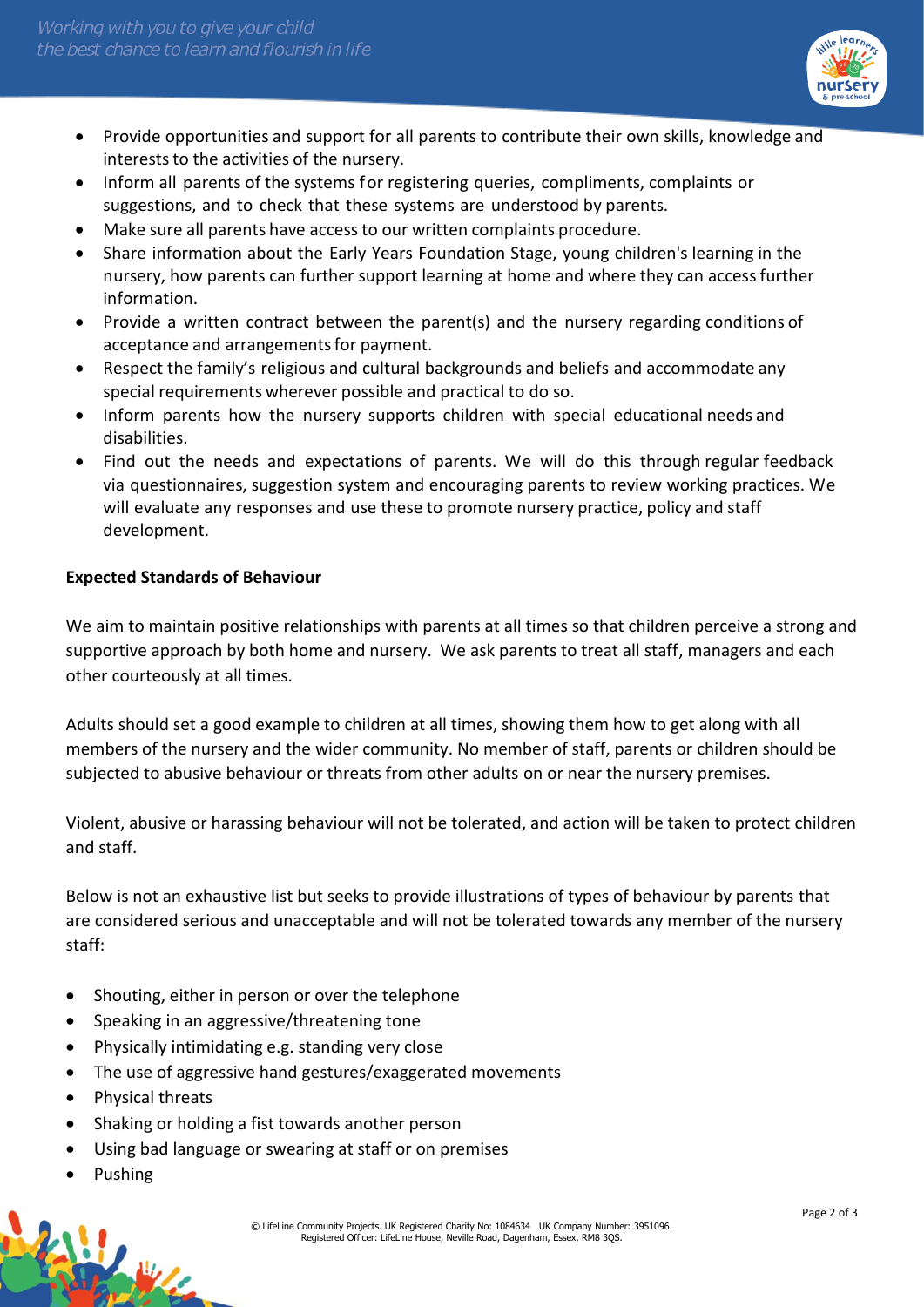- Provide opportunities and support for all parents to contribute their own skills, knowledge and interests to the activities of the nursery.
- Inform all parents of the systems for registering queries, compliments, complaints or suggestions, and to check that these systems are understood by parents.
- Make sure all parents have access to our written complaints procedure.
- Share information about the Early Years Foundation Stage, young children's learning in the nursery, how parents can further support learning at home and where they can access further information.
- Provide a written contract between the parent(s) and the nursery regarding conditions of acceptance and arrangements for payment.
- Respect the family's religious and cultural backgrounds and beliefs and accommodate any special requirements wherever possible and practical to do so.
- Inform parents how the nursery supports children with special educational needs and disabilities.
- Find out the needs and expectations of parents. We will do this through regular feedback via questionnaires, suggestion system and encouraging parents to review working practices. We will evaluate any responses and use these to promote nursery practice, policy and staff development.

**Expected Standards of Behaviour**

We aim to maintain positive relationships with parents at all times so that children perceive a strong and supportive approach by both home and nursery. We ask parents to treat all staff, managers and each other courteously at all times.

Adults should set a good example to children at all times, showing them how to get along with all members of the nursery and the wider community. No member of staff, parents or children should be subjected to abusive behaviour or threats from other adults on or near the nursery premises.

Violent, abusive or harassing behaviour will not be tolerated, and action will be taken to protect children and staff.

Below is not an exhaustive list but seeks to provide illustrations of types of behaviour by parents that are considered serious and unacceptable and will not be tolerated towards any member of the nursery staff:

- Shouting, either in person or over the telephone
- Speaking in an aggressive/threatening tone
- Physically intimidating e.g. standing very close
- The use of aggressive hand gestures/exaggerated movements
- Physical threats
- Shaking or holding a fist towards another person
- Using bad language or swearing at staff or on premises
- Pushing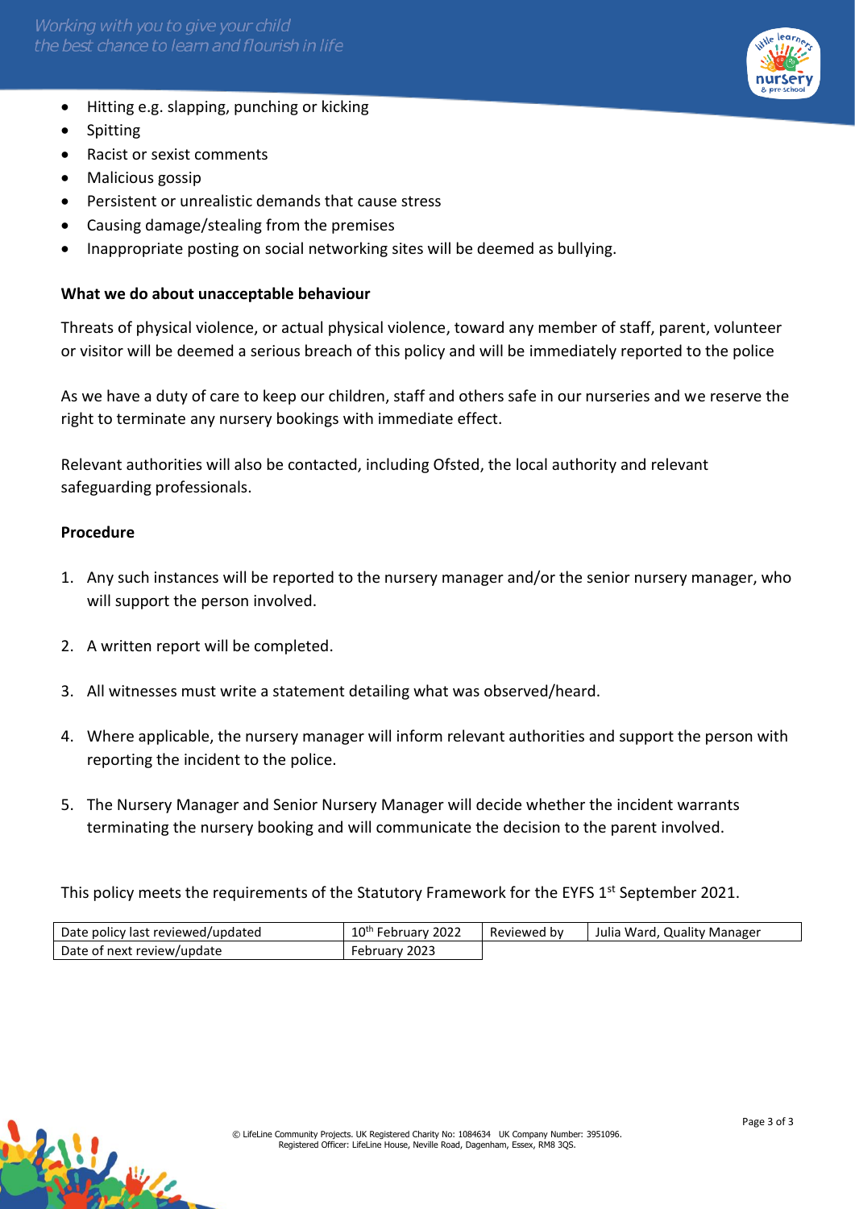- Hitting e.g. slapping, punching or kicking
- Spitting
- Racist or sexist comments
- Malicious gossip
- Persistent or unrealistic demands that cause stress
- Causing damage/stealing from the premises
- Inappropriate posting on social networking sites will be deemed as bullying.

**What we do about unacceptable behaviour**

Threats of physical violence, or actual physical violence, toward any member of staff, parent, volunteer or visitor will be deemed a serious breach of this policy and will be immediately reported to the police

As we have a duty of care to keep our children, staff and others safe in our nurseries and we reserve the right to terminate any nursery bookings with immediate effect.

Relevant authorities will also be contacted, including Ofsted, the local authority and relevant safeguarding professionals.

**Procedure**

1. Any such instances will be reported to the nursery manager and/or the senior nursery manager, who will support the person involved.

2. A written report will be completed.

3. All witnesses must write a statement detailing what was observed/heard.

4. Where applicable, the nursery manager will inform relevant authorities and support the person with reporting the incident to the police.

5. The Nursery Manager and Senior Nursery Manager will decide whether the incident warrants terminating the nursery booking and will communicate the decision to the parent involved.

This policy meets the requirements of the Statutory Framework for the EYFS 1st September 2021.

| | | | |
|---|---|---|---|
| Date policy last reviewed/updated | 10th February 2022 | Reviewed by | Julia Ward, Quality Manager |
| Date of next review/update | February 2023 | | |

© LifeLine Community Projects. UK Registered Charity No: 1084634 UK Company Number: 3951096.
Registered Officer: LifeLine House, Neville Road, Dagenham, Essex, RM8 3QS.